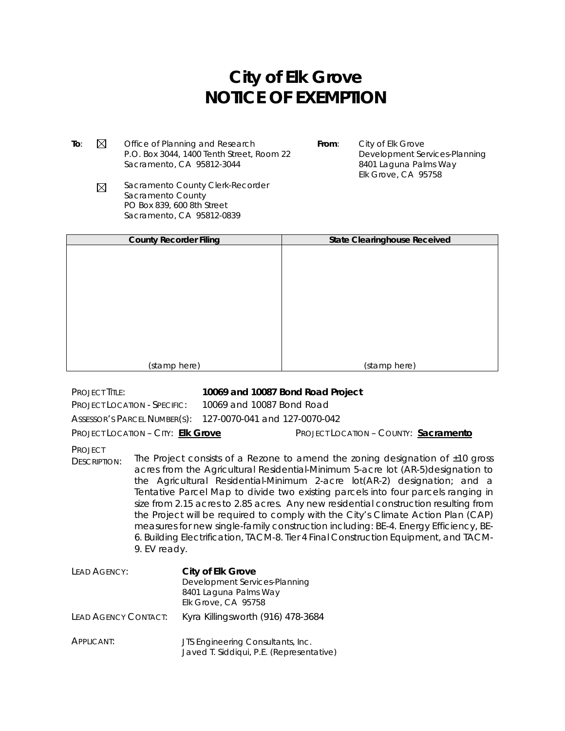# City of Elk Grove
# NOTICE OF EXEMPTION

**To**: ☒ Office of Planning and Research
P.O. Box 3044, 1400 Tenth Street, Room 22
Sacramento, CA 95812-3044

☒ Sacramento County Clerk-Recorder
Sacramento County
PO Box 839, 600 8th Street
Sacramento, CA 95812-0839

**From**: City of Elk Grove
Development Services-Planning
8401 Laguna Palms Way
Elk Grove, CA 95758

| County Recorder Filing | State Clearinghouse Received |
|---|---|
| (stamp here) | (stamp here) |

PROJECT TITLE: **10069 and 10087 Bond Road Project**

PROJECT LOCATION - SPECIFIC: 10069 and 10087 Bond Road

ASSESSOR'S PARCEL NUMBER(S): 127-0070-041 and 127-0070-042

PROJECT LOCATION – CITY: **Elk Grove**  PROJECT LOCATION – COUNTY: **Sacramento**

PROJECT DESCRIPTION: The Project consists of a Rezone to amend the zoning designation of ±10 gross acres from the Agricultural Residential-Minimum 5-acre lot (AR-5)designation to the Agricultural Residential-Minimum 2-acre lot(AR-2) designation; and a Tentative Parcel Map to divide two existing parcels into four parcels ranging in size from 2.15 acres to 2.85 acres. Any new residential construction resulting from the Project will be required to comply with the City's Climate Action Plan (CAP) measures for new single-family construction including: BE-4. Energy Efficiency, BE-6. Building Electrification, TACM-8. Tier 4 Final Construction Equipment, and TACM-9. EV ready.

LEAD AGENCY: **City of Elk Grove**
Development Services-Planning
8401 Laguna Palms Way
Elk Grove, CA 95758

LEAD AGENCY CONTACT: Kyra Killingsworth (916) 478-3684

APPLICANT: JTS Engineering Consultants, Inc.
Javed T. Siddiqui, P.E. (Representative)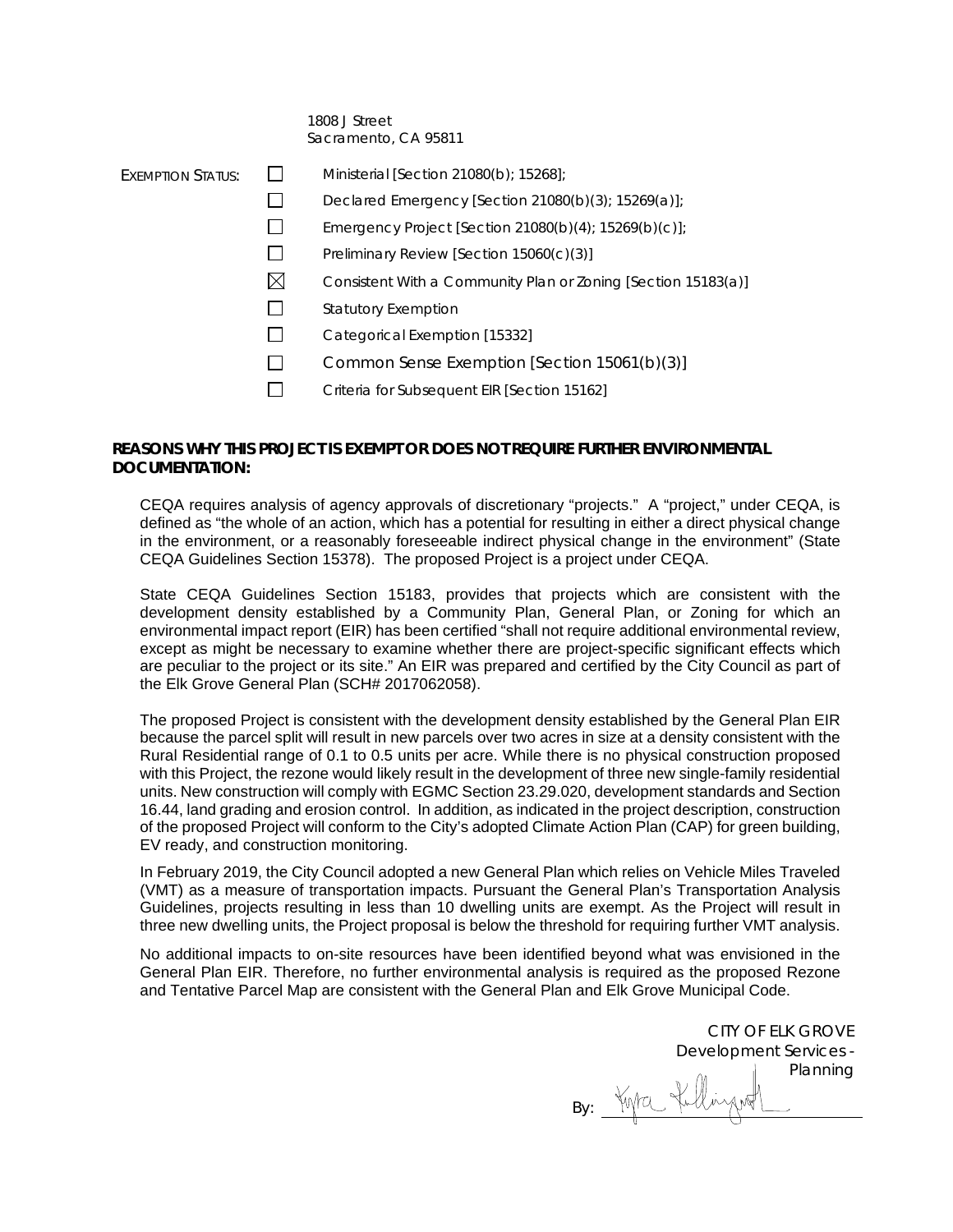1808 J Street
Sacramento, CA 95811

EXEMPTION STATUS:

- ☐ Ministerial [Section 21080(b); 15268];
- ☐ Declared Emergency [Section 21080(b)(3); 15269(a)];
- ☐ Emergency Project [Section 21080(b)(4); 15269(b)(c)];
- ☐ Preliminary Review [Section 15060(c)(3)]
- ☒ Consistent With a Community Plan or Zoning [Section 15183(a)]
- ☐ Statutory Exemption
- ☐ Categorical Exemption [15332]
- ☐ Common Sense Exemption [Section 15061(b)(3)]
- ☐ Criteria for Subsequent EIR [Section 15162]

**REASONS WHY THIS PROJECT IS EXEMPT OR DOES NOT REQUIRE FURTHER ENVIRONMENTAL DOCUMENTATION:**

CEQA requires analysis of agency approvals of discretionary "projects." A "project," under CEQA, is defined as "the whole of an action, which has a potential for resulting in either a direct physical change in the environment, or a reasonably foreseeable indirect physical change in the environment" (State CEQA Guidelines Section 15378). The proposed Project is a project under CEQA.

State CEQA Guidelines Section 15183, provides that projects which are consistent with the development density established by a Community Plan, General Plan, or Zoning for which an environmental impact report (EIR) has been certified "shall not require additional environmental review, except as might be necessary to examine whether there are project-specific significant effects which are peculiar to the project or its site." An EIR was prepared and certified by the City Council as part of the Elk Grove General Plan (SCH# 2017062058).

The proposed Project is consistent with the development density established by the General Plan EIR because the parcel split will result in new parcels over two acres in size at a density consistent with the Rural Residential range of 0.1 to 0.5 units per acre. While there is no physical construction proposed with this Project, the rezone would likely result in the development of three new single-family residential units. New construction will comply with EGMC Section 23.29.020, development standards and Section 16.44, land grading and erosion control. In addition, as indicated in the project description, construction of the proposed Project will conform to the City's adopted Climate Action Plan (CAP) for green building, EV ready, and construction monitoring.

In February 2019, the City Council adopted a new General Plan which relies on Vehicle Miles Traveled (VMT) as a measure of transportation impacts. Pursuant the General Plan's Transportation Analysis Guidelines, projects resulting in less than 10 dwelling units are exempt. As the Project will result in three new dwelling units, the Project proposal is below the threshold for requiring further VMT analysis.

No additional impacts to on-site resources have been identified beyond what was envisioned in the General Plan EIR. Therefore, no further environmental analysis is required as the proposed Rezone and Tentative Parcel Map are consistent with the General Plan and Elk Grove Municipal Code.

CITY OF ELK GROVE
Development Services - Planning

By: ____________________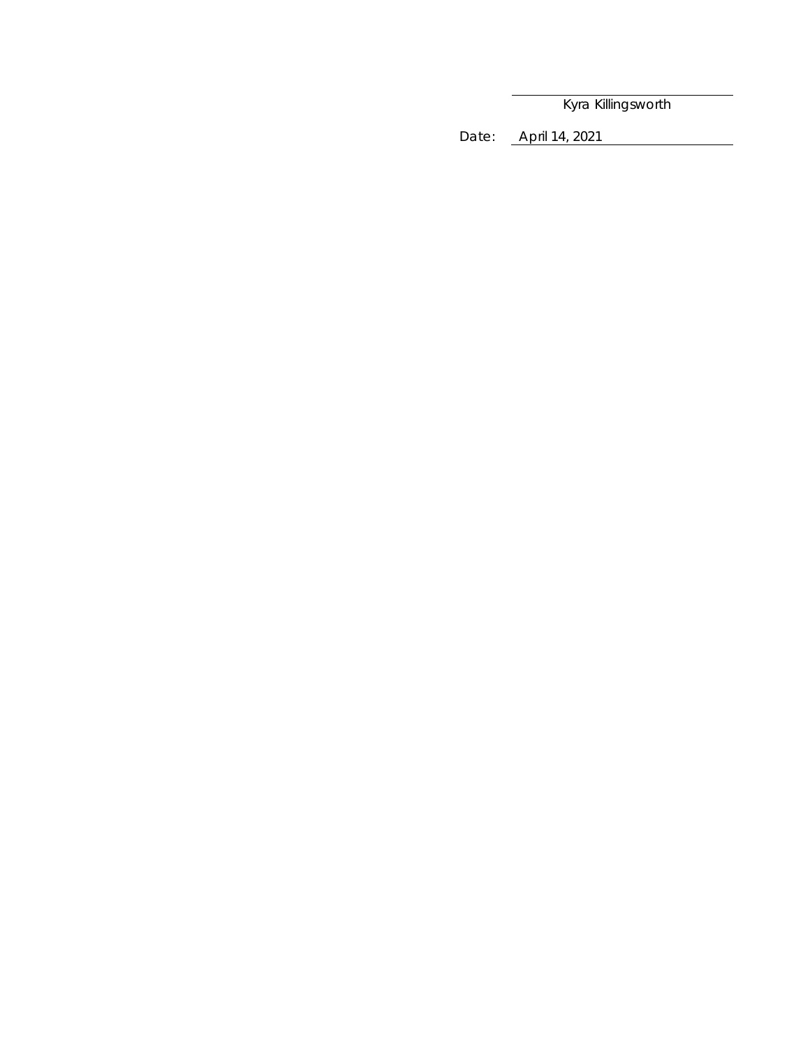Kyra Killingsworth

Date: April 14, 2021